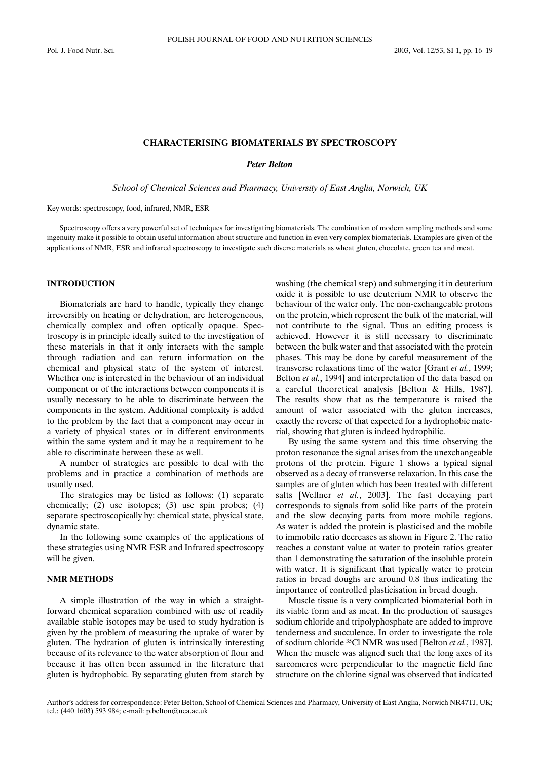# CHARACTERISING BIOMATERIALS BY SPECTROSCOPY

***Peter Belton***

*School of Chemical Sciences and Pharmacy, University of East Anglia, Norwich, UK*

Key words: spectroscopy, food, infrared, NMR, ESR

Spectroscopy offers a very powerful set of techniques for investigating biomaterials. The combination of modern sampling methods and some ingenuity make it possible to obtain useful information about structure and function in even very complex biomaterials. Examples are given of the applications of NMR, ESR and infrared spectroscopy to investigate such diverse materials as wheat gluten, chocolate, green tea and meat.

## INTRODUCTION

Biomaterials are hard to handle, typically they change irreversibly on heating or dehydration, are heterogeneous, chemically complex and often optically opaque. Spectroscopy is in principle ideally suited to the investigation of these materials in that it only interacts with the sample through radiation and can return information on the chemical and physical state of the system of interest. Whether one is interested in the behaviour of an individual component or of the interactions between components it is usually necessary to be able to discriminate between the components in the system. Additional complexity is added to the problem by the fact that a component may occur in a variety of physical states or in different environments within the same system and it may be a requirement to be able to discriminate between these as well.

A number of strategies are possible to deal with the problems and in practice a combination of methods are usually used.

The strategies may be listed as follows: (1) separate chemically; (2) use isotopes; (3) use spin probes; (4) separate spectroscopically by: chemical state, physical state, dynamic state.

In the following some examples of the applications of these strategies using NMR ESR and Infrared spectroscopy will be given.

## NMR METHODS

A simple illustration of the way in which a straightforward chemical separation combined with use of readily available stable isotopes may be used to study hydration is given by the problem of measuring the uptake of water by gluten. The hydration of gluten is intrinsically interesting because of its relevance to the water absorption of flour and because it has often been assumed in the literature that gluten is hydrophobic. By separating gluten from starch by washing (the chemical step) and submerging it in deuterium oxide it is possible to use deuterium NMR to observe the behaviour of the water only. The non-exchangeable protons on the protein, which represent the bulk of the material, will not contribute to the signal. Thus an editing process is achieved. However it is still necessary to discriminate between the bulk water and that associated with the protein phases. This may be done by careful measurement of the transverse relaxations time of the water [Grant *et al.*, 1999; Belton *et al.*, 1994] and interpretation of the data based on a careful theoretical analysis [Belton & Hills, 1987]. The results show that as the temperature is raised the amount of water associated with the gluten increases, exactly the reverse of that expected for a hydrophobic material, showing that gluten is indeed hydrophilic.

By using the same system and this time observing the proton resonance the signal arises from the unexchangeable protons of the protein. Figure 1 shows a typical signal observed as a decay of transverse relaxation. In this case the samples are of gluten which has been treated with different salts [Wellner *et al.*, 2003]. The fast decaying part corresponds to signals from solid like parts of the protein and the slow decaying parts from more mobile regions. As water is added the protein is plasticised and the mobile to immobile ratio decreases as shown in Figure 2. The ratio reaches a constant value at water to protein ratios greater than 1 demonstrating the saturation of the insoluble protein with water. It is significant that typically water to protein ratios in bread doughs are around 0.8 thus indicating the importance of controlled plasticisation in bread dough.

Muscle tissue is a very complicated biomaterial both in its viable form and as meat. In the production of sausages sodium chloride and tripolyphosphate are added to improve tenderness and succulence. In order to investigate the role of sodium chloride $^{35}Cl$ NMR was used [Belton *et al.*, 1987]. When the muscle was aligned such that the long axes of its sarcomeres were perpendicular to the magnetic field fine structure on the chlorine signal was observed that indicated

Author's address for correspondence: Peter Belton, School of Chemical Sciences and Pharmacy, University of East Anglia, Norwich NR47TJ, UK; tel.: (440 1603) 593 984; e-mail: p.belton@uea.ac.uk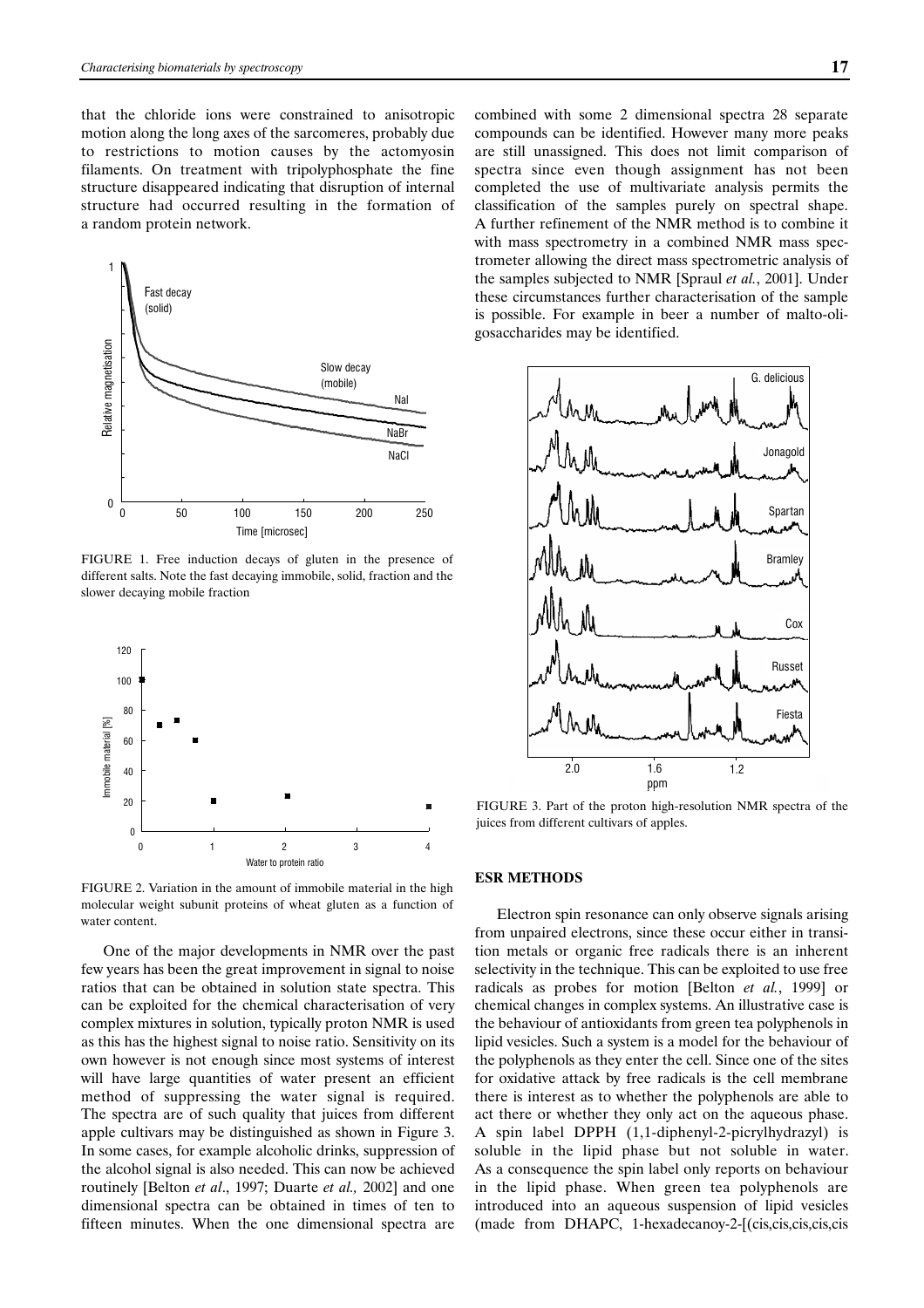that the chloride ions were constrained to anisotropic motion along the long axes of the sarcomeres, probably due to restrictions to motion causes by the actomyosin filaments. On treatment with tripolyphosphate the fine structure disappeared indicating that disruption of internal structure had occurred resulting in the formation of a random protein network.

FIGURE 1. Free induction decays of gluten in the presence of different salts. Note the fast decaying immobile, solid, fraction and the slower decaying mobile fraction

FIGURE 2. Variation in the amount of immobile material in the high molecular weight subunit proteins of wheat gluten as a function of water content.

One of the major developments in NMR over the past few years has been the great improvement in signal to noise ratios that can be obtained in solution state spectra. This can be exploited for the chemical characterisation of very complex mixtures in solution, typically proton NMR is used as this has the highest signal to noise ratio. Sensitivity on its own however is not enough since most systems of interest will have large quantities of water present an efficient method of suppressing the water signal is required. The spectra are of such quality that juices from different apple cultivars may be distinguished as shown in Figure 3. In some cases, for example alcoholic drinks, suppression of the alcohol signal is also needed. This can now be achieved routinely [Belton *et al*., 1997; Duarte *et al.,* 2002] and one dimensional spectra can be obtained in times of ten to fifteen minutes. When the one dimensional spectra are combined with some 2 dimensional spectra 28 separate compounds can be identified. However many more peaks are still unassigned. This does not limit comparison of spectra since even though assignment has not been completed the use of multivariate analysis permits the classification of the samples purely on spectral shape. A further refinement of the NMR method is to combine it with mass spectrometry in a combined NMR mass spectrometer allowing the direct mass spectrometric analysis of the samples subjected to NMR [Spraul *et al.*, 2001]. Under these circumstances further characterisation of the sample is possible. For example in beer a number of malto-oligosaccharides may be identified.

FIGURE 3. Part of the proton high-resolution NMR spectra of the juices from different cultivars of apples.

## ESR METHODS

Electron spin resonance can only observe signals arising from unpaired electrons, since these occur either in transition metals or organic free radicals there is an inherent selectivity in the technique. This can be exploited to use free radicals as probes for motion [Belton *et al.*, 1999] or chemical changes in complex systems. An illustrative case is the behaviour of antioxidants from green tea polyphenols in lipid vesicles. Such a system is a model for the behaviour of the polyphenols as they enter the cell. Since one of the sites for oxidative attack by free radicals is the cell membrane there is interest as to whether the polyphenols are able to act there or whether they only act on the aqueous phase. A spin label DPPH (1,1-diphenyl-2-picrylhydrazyl) is soluble in the lipid phase but not soluble in water. As a consequence the spin label only reports on behaviour in the lipid phase. When green tea polyphenols are introduced into an aqueous suspension of lipid vesicles (made from DHAPC, 1-hexadecanoy-2-[(cis,cis,cis,cis,cis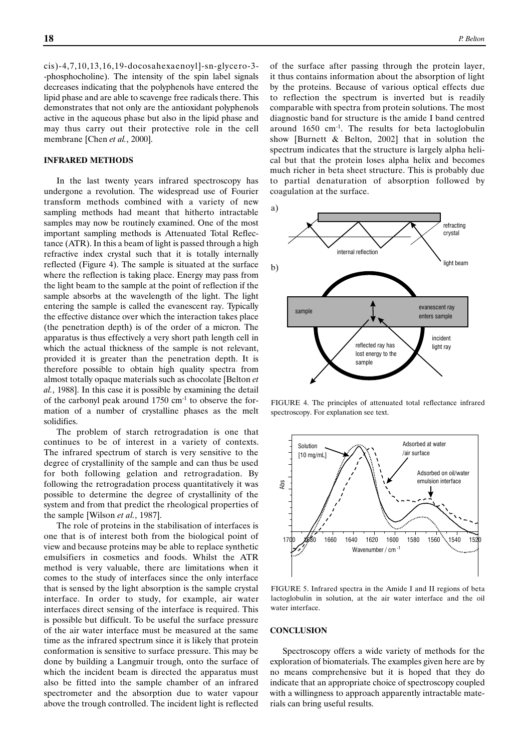cis)-4,7,10,13,16,19-docosahexaenoyl]-sn-glycero-3--phosphocholine). The intensity of the spin label signals decreases indicating that the polyphenols have entered the lipid phase and are able to scavenge free radicals there. This demonstrates that not only are the antioxidant polyphenols active in the aqueous phase but also in the lipid phase and may thus carry out their protective role in the cell membrane [Chen *et al.*, 2000].

## INFRARED METHODS

In the last twenty years infrared spectroscopy has undergone a revolution. The widespread use of Fourier transform methods combined with a variety of new sampling methods had meant that hitherto intractable samples may now be routinely examined. One of the most important sampling methods is Attenuated Total Reflectance (ATR). In this a beam of light is passed through a high refractive index crystal such that it is totally internally reflected (Figure 4). The sample is situated at the surface where the reflection is taking place. Energy may pass from the light beam to the sample at the point of reflection if the sample absorbs at the wavelength of the light. The light entering the sample is called the evanescent ray. Typically the effective distance over which the interaction takes place (the penetration depth) is of the order of a micron. The apparatus is thus effectively a very short path length cell in which the actual thickness of the sample is not relevant, provided it is greater than the penetration depth. It is therefore possible to obtain high quality spectra from almost totally opaque materials such as chocolate [Belton *et al.*, 1988]. In this case it is possible by examining the detail of the carbonyl peak around 1750 $cm^{-1}$ to observe the formation of a number of crystalline phases as the melt solidifies.

The problem of starch retrogradation is one that continues to be of interest in a variety of contexts. The infrared spectrum of starch is very sensitive to the degree of crystallinity of the sample and can thus be used for both following gelation and retrogradation. By following the retrogradation process quantitatively it was possible to determine the degree of crystallinity of the system and from that predict the rheological properties of the sample [Wilson *et al.*, 1987].

The role of proteins in the stabilisation of interfaces is one that is of interest both from the biological point of view and because proteins may be able to replace synthetic emulsifiers in cosmetics and foods. Whilst the ATR method is very valuable, there are limitations when it comes to the study of interfaces since the only interface that is sensed by the light absorption is the sample crystal interface. In order to study, for example, air water interfaces direct sensing of the interface is required. This is possible but difficult. To be useful the surface pressure of the air water interface must be measured at the same time as the infrared spectrum since it is likely that protein conformation is sensitive to surface pressure. This may be done by building a Langmuir trough, onto the surface of which the incident beam is directed the apparatus must also be fitted into the sample chamber of an infrared spectrometer and the absorption due to water vapour above the trough controlled. The incident light is reflected of the surface after passing through the protein layer, it thus contains information about the absorption of light by the proteins. Because of various optical effects due to reflection the spectrum is inverted but is readily comparable with spectra from protein solutions. The most diagnostic band for structure is the amide I band centred around 1650 $cm^{-1}$. The results for beta lactoglobulin show [Burnett & Belton, 2002] that in solution the spectrum indicates that the structure is largely alpha helical but that the protein loses alpha helix and becomes much richer in beta sheet structure. This is probably due to partial denaturation of absorption followed by coagulation at the surface.

FIGURE 4. The principles of attenuated total reflectance infrared spectroscopy. For explanation see text.

FIGURE 5. Infrared spectra in the Amide I and II regions of beta lactoglobulin in solution, at the air water interface and the oil water interface.

## CONCLUSION

Spectroscopy offers a wide variety of methods for the exploration of biomaterials. The examples given here are by no means comprehensive but it is hoped that they do indicate that an appropriate choice of spectroscopy coupled with a willingness to approach apparently intractable materials can bring useful results.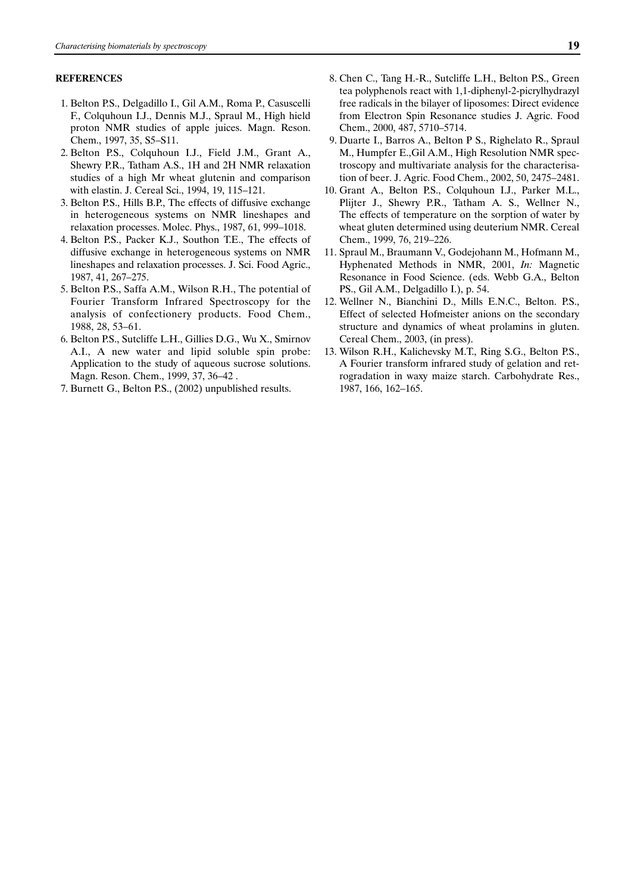## REFERENCES

1. Belton P.S., Delgadillo I., Gil A.M., Roma P., Casuscelli F., Colquhoun I.J., Dennis M.J., Spraul M., High hield proton NMR studies of apple juices. Magn. Reson. Chem., 1997, 35, S5–S11.
2. Belton P.S., Colquhoun I.J., Field J.M., Grant A., Shewry P.R., Tatham A.S., 1H and 2H NMR relaxation studies of a high Mr wheat glutenin and comparison with elastin. J. Cereal Sci., 1994, 19, 115–121.
3. Belton P.S., Hills B.P., The effects of diffusive exchange in heterogeneous systems on NMR lineshapes and relaxation processes. Molec. Phys., 1987, 61, 999–1018.
4. Belton P.S., Packer K.J., Southon T.E., The effects of diffusive exchange in heterogeneous systems on NMR lineshapes and relaxation processes. J. Sci. Food Agric., 1987, 41, 267–275.
5. Belton P.S., Saffa A.M., Wilson R.H., The potential of Fourier Transform Infrared Spectroscopy for the analysis of confectionery products. Food Chem., 1988, 28, 53–61.
6. Belton P.S., Sutcliffe L.H., Gillies D.G., Wu X., Smirnov A.I., A new water and lipid soluble spin probe: Application to the study of aqueous sucrose solutions. Magn. Reson. Chem., 1999, 37, 36–42 .
7. Burnett G., Belton P.S., (2002) unpublished results.
8. Chen C., Tang H.-R., Sutcliffe L.H., Belton P.S., Green tea polyphenols react with 1,1-diphenyl-2-picrylhydrazyl free radicals in the bilayer of liposomes: Direct evidence from Electron Spin Resonance studies J. Agric. Food Chem., 2000, 487, 5710–5714.
9. Duarte I., Barros A., Belton P S., Righelato R., Spraul M., Humpfer E.,Gil A.M., High Resolution NMR spectroscopy and multivariate analysis for the characterisation of beer. J. Agric. Food Chem., 2002, 50, 2475–2481.
10. Grant A., Belton P.S., Colquhoun I.J., Parker M.L., Plijter J., Shewry P.R., Tatham A. S., Wellner N., The effects of temperature on the sorption of water by wheat gluten determined using deuterium NMR. Cereal Chem., 1999, 76, 219–226.
11. Spraul M., Braumann V., Godejohann M., Hofmann M., Hyphenated Methods in NMR, 2001, *In:* Magnetic Resonance in Food Science. (eds. Webb G.A., Belton PS., Gil A.M., Delgadillo I.), p. 54.
12. Wellner N., Bianchini D., Mills E.N.C., Belton. P.S., Effect of selected Hofmeister anions on the secondary structure and dynamics of wheat prolamins in gluten. Cereal Chem., 2003, (in press).
13. Wilson R.H., Kalichevsky M.T., Ring S.G., Belton P.S., A Fourier transform infrared study of gelation and retrogradation in waxy maize starch. Carbohydrate Res., 1987, 166, 162–165.